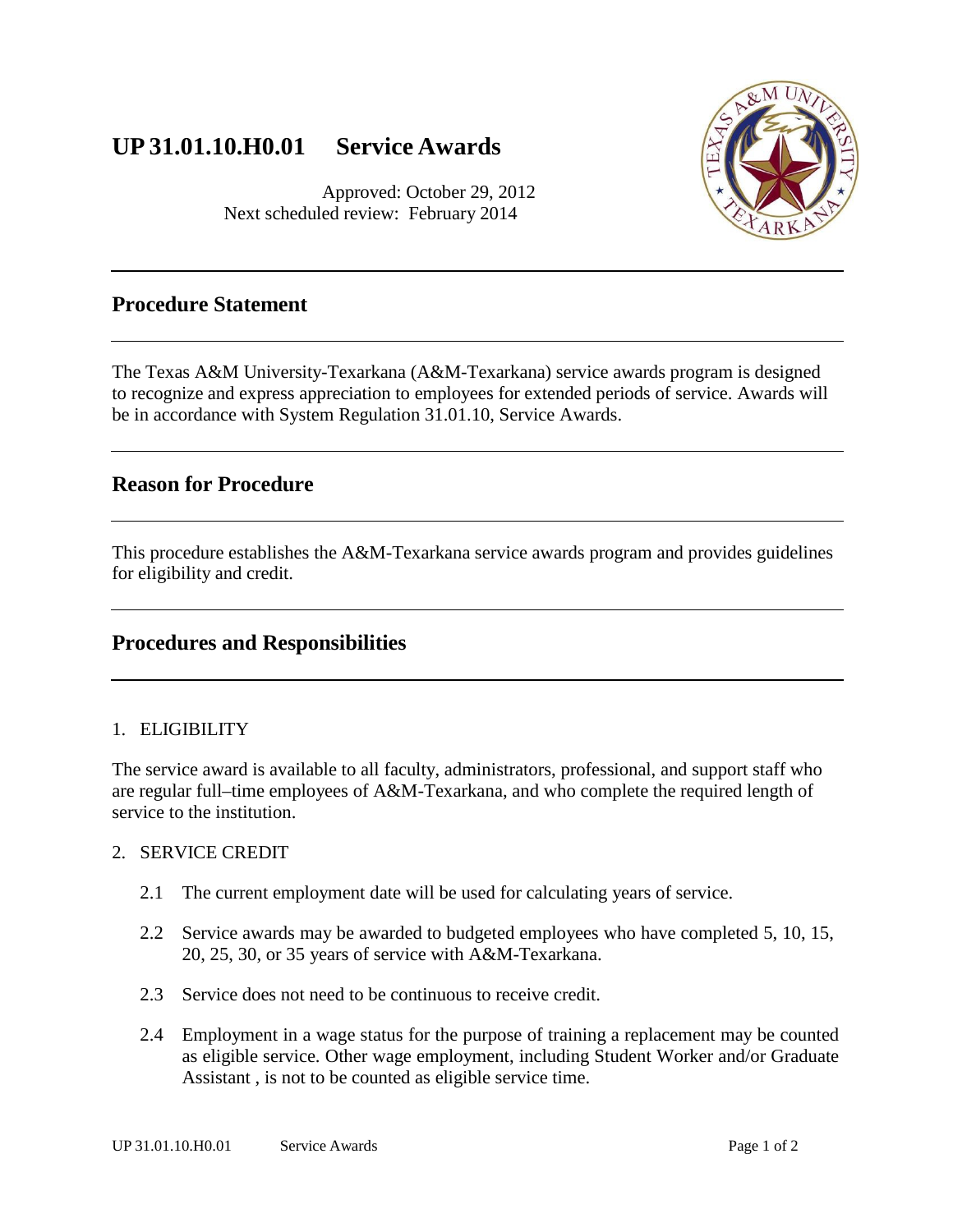# UP 31.01.10.H0.01 Service Awards

Approved: October 29, 2012
Next scheduled review: February 2014

## Procedure Statement

The Texas A&M University-Texarkana (A&M-Texarkana) service awards program is designed to recognize and express appreciation to employees for extended periods of service. Awards will be in accordance with System Regulation 31.01.10, Service Awards.

## Reason for Procedure

This procedure establishes the A&M-Texarkana service awards program and provides guidelines for eligibility and credit.

## Procedures and Responsibilities

1. ELIGIBILITY

The service award is available to all faculty, administrators, professional, and support staff who are regular full–time employees of A&M-Texarkana, and who complete the required length of service to the institution.

2. SERVICE CREDIT

   2.1 The current employment date will be used for calculating years of service.

   2.2 Service awards may be awarded to budgeted employees who have completed 5, 10, 15, 20, 25, 30, or 35 years of service with A&M-Texarkana.

   2.3 Service does not need to be continuous to receive credit.

   2.4 Employment in a wage status for the purpose of training a replacement may be counted as eligible service. Other wage employment, including Student Worker and/or Graduate Assistant , is not to be counted as eligible service time.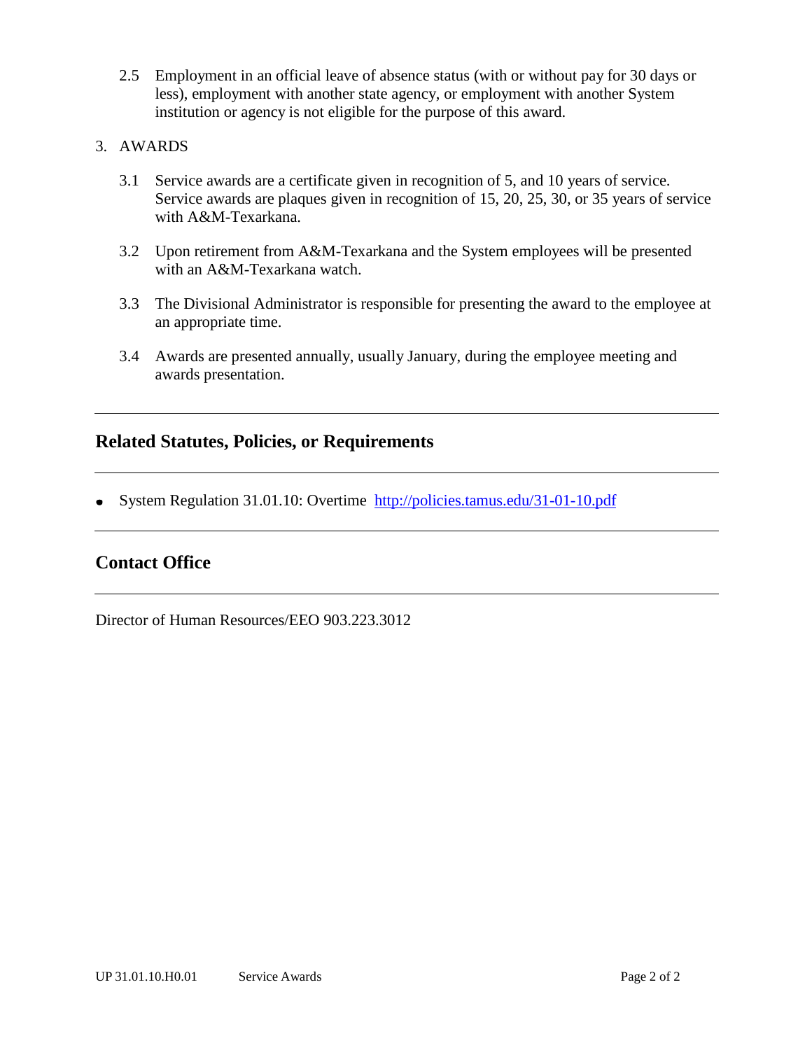2.5 Employment in an official leave of absence status (with or without pay for 30 days or less), employment with another state agency, or employment with another System institution or agency is not eligible for the purpose of this award.

3. AWARDS

   3.1 Service awards are a certificate given in recognition of 5, and 10 years of service. Service awards are plaques given in recognition of 15, 20, 25, 30, or 35 years of service with A&M-Texarkana.

   3.2 Upon retirement from A&M-Texarkana and the System employees will be presented with an A&M-Texarkana watch.

   3.3 The Divisional Administrator is responsible for presenting the award to the employee at an appropriate time.

   3.4 Awards are presented annually, usually January, during the employee meeting and awards presentation.

---

## Related Statutes, Policies, or Requirements

---

- System Regulation 31.01.10: Overtime http://policies.tamus.edu/31-01-10.pdf

---

## Contact Office

---

Director of Human Resources/EEO 903.223.3012